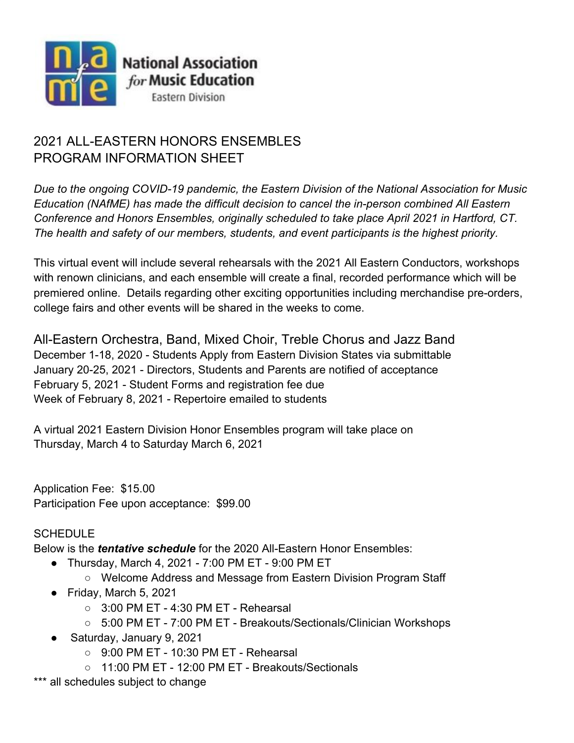National Association *for* Music Education
Eastern Division

# 2021 ALL-EASTERN HONORS ENSEMBLES PROGRAM INFORMATION SHEET

*Due to the ongoing COVID-19 pandemic, the Eastern Division of the National Association for Music Education (NAfME) has made the difficult decision to cancel the in-person combined All Eastern Conference and Honors Ensembles, originally scheduled to take place April 2021 in Hartford, CT. The health and safety of our members, students, and event participants is the highest priority.*

This virtual event will include several rehearsals with the 2021 All Eastern Conductors, workshops with renown clinicians, and each ensemble will create a final, recorded performance which will be premiered online. Details regarding other exciting opportunities including merchandise pre-orders, college fairs and other events will be shared in the weeks to come.

## All-Eastern Orchestra, Band, Mixed Choir, Treble Chorus and Jazz Band

December 1-18, 2020 - Students Apply from Eastern Division States via submittable
January 20-25, 2021 - Directors, Students and Parents are notified of acceptance
February 5, 2021 - Student Forms and registration fee due
Week of February 8, 2021 - Repertoire emailed to students

A virtual 2021 Eastern Division Honor Ensembles program will take place on
Thursday, March 4 to Saturday March 6, 2021

Application Fee: $15.00
Participation Fee upon acceptance: $99.00

SCHEDULE
Below is the ***tentative schedule*** for the 2020 All-Eastern Honor Ensembles:

- Thursday, March 4, 2021 - 7:00 PM ET - 9:00 PM ET
  - Welcome Address and Message from Eastern Division Program Staff
- Friday, March 5, 2021
  - 3:00 PM ET - 4:30 PM ET - Rehearsal
  - 5:00 PM ET - 7:00 PM ET - Breakouts/Sectionals/Clinician Workshops
- Saturday, January 9, 2021
  - 9:00 PM ET - 10:30 PM ET - Rehearsal
  - 11:00 PM ET - 12:00 PM ET - Breakouts/Sectionals

*** all schedules subject to change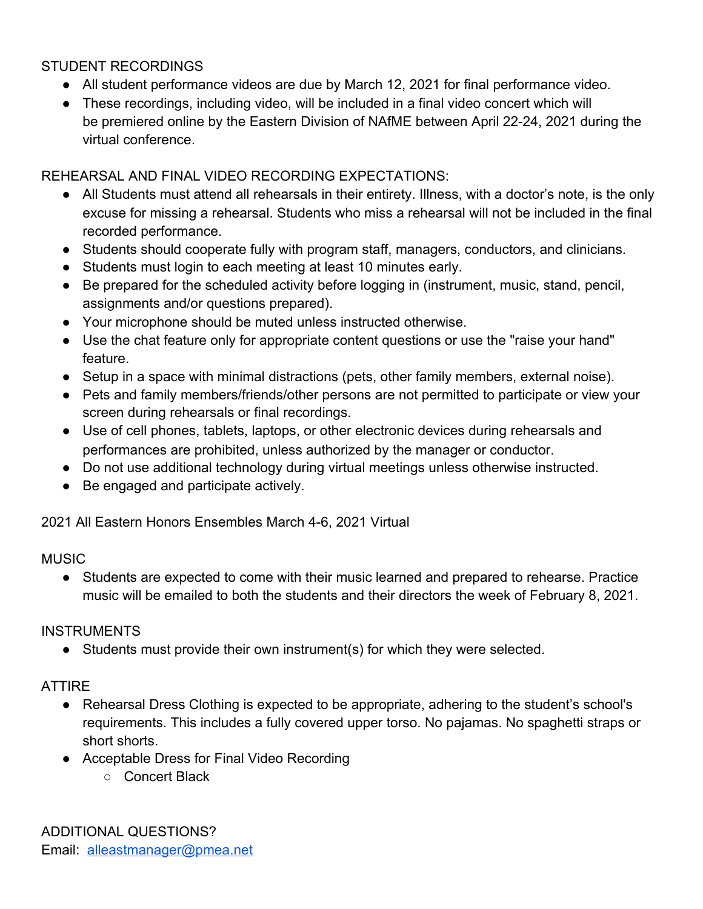STUDENT RECORDINGS

- All student performance videos are due by March 12, 2021 for final performance video.
- These recordings, including video, will be included in a final video concert which will be premiered online by the Eastern Division of NAfME between April 22-24, 2021 during the virtual conference.

REHEARSAL AND FINAL VIDEO RECORDING EXPECTATIONS:

- All Students must attend all rehearsals in their entirety. Illness, with a doctor's note, is the only excuse for missing a rehearsal. Students who miss a rehearsal will not be included in the final recorded performance.
- Students should cooperate fully with program staff, managers, conductors, and clinicians.
- Students must login to each meeting at least 10 minutes early.
- Be prepared for the scheduled activity before logging in (instrument, music, stand, pencil, assignments and/or questions prepared).
- Your microphone should be muted unless instructed otherwise.
- Use the chat feature only for appropriate content questions or use the "raise your hand" feature.
- Setup in a space with minimal distractions (pets, other family members, external noise).
- Pets and family members/friends/other persons are not permitted to participate or view your screen during rehearsals or final recordings.
- Use of cell phones, tablets, laptops, or other electronic devices during rehearsals and performances are prohibited, unless authorized by the manager or conductor.
- Do not use additional technology during virtual meetings unless otherwise instructed.
- Be engaged and participate actively.

2021 All Eastern Honors Ensembles March 4-6, 2021 Virtual

MUSIC

- Students are expected to come with their music learned and prepared to rehearse. Practice music will be emailed to both the students and their directors the week of February 8, 2021.

INSTRUMENTS

- Students must provide their own instrument(s) for which they were selected.

ATTIRE

- Rehearsal Dress Clothing is expected to be appropriate, adhering to the student's school's requirements. This includes a fully covered upper torso. No pajamas. No spaghetti straps or short shorts.
- Acceptable Dress for Final Video Recording
  - Concert Black

ADDITIONAL QUESTIONS?
Email: alleastmanager@pmea.net